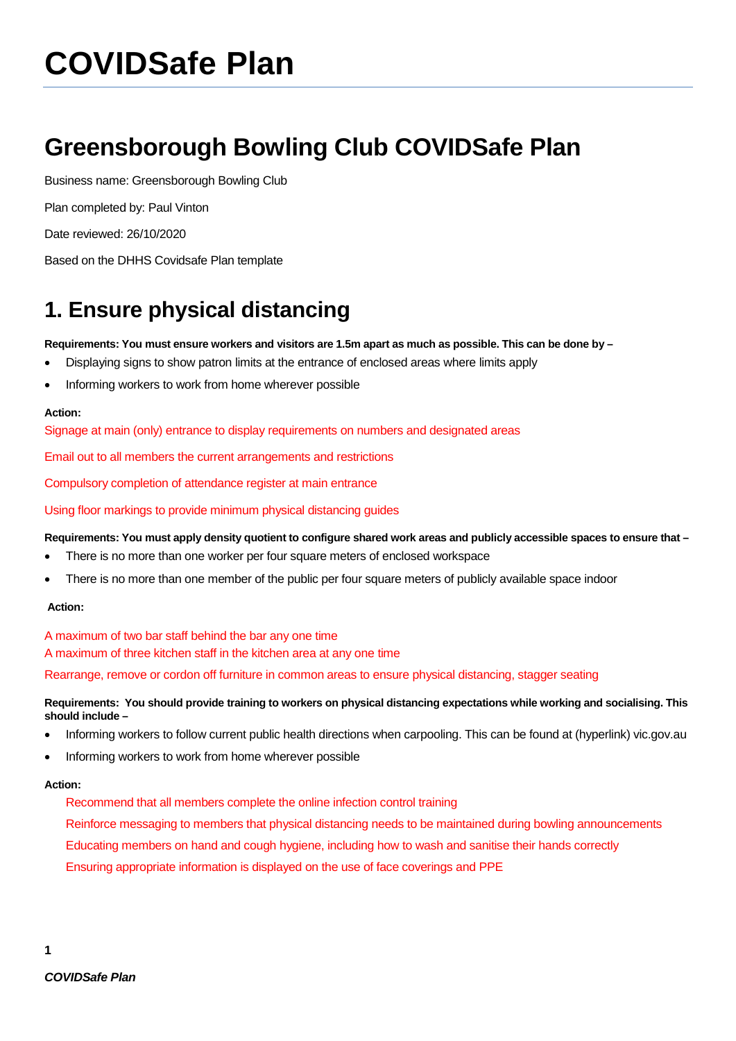# COVIDSafe Plan

## Greensborough Bowling Club COVIDSafe Plan

Business name: Greensborough Bowling Club

Plan completed by: Paul Vinton

Date reviewed: 26/10/2020

Based on the DHHS Covidsafe Plan template

## 1. Ensure physical distancing

**Requirements: You must ensure workers and visitors are 1.5m apart as much as possible. This can be done by –**

- Displaying signs to show patron limits at the entrance of enclosed areas where limits apply
- Informing workers to work from home wherever possible

**Action:**

Signage at main (only) entrance to display requirements on numbers and designated areas

Email out to all members the current arrangements and restrictions

Compulsory completion of attendance register at main entrance

Using floor markings to provide minimum physical distancing guides

**Requirements: You must apply density quotient to configure shared work areas and publicly accessible spaces to ensure that –**

- There is no more than one worker per four square meters of enclosed workspace
- There is no more than one member of the public per four square meters of publicly available space indoor

**Action:**

A maximum of two bar staff behind the bar any one time
A maximum of three kitchen staff in the kitchen area at any one time

Rearrange, remove or cordon off furniture in common areas to ensure physical distancing, stagger seating

**Requirements: You should provide training to workers on physical distancing expectations while working and socialising. This should include –**

- Informing workers to follow current public health directions when carpooling. This can be found at (hyperlink) vic.gov.au
- Informing workers to work from home wherever possible

**Action:**

Recommend that all members complete the online infection control training

Reinforce messaging to members that physical distancing needs to be maintained during bowling announcements

Educating members on hand and cough hygiene, including how to wash and sanitise their hands correctly

Ensuring appropriate information is displayed on the use of face coverings and PPE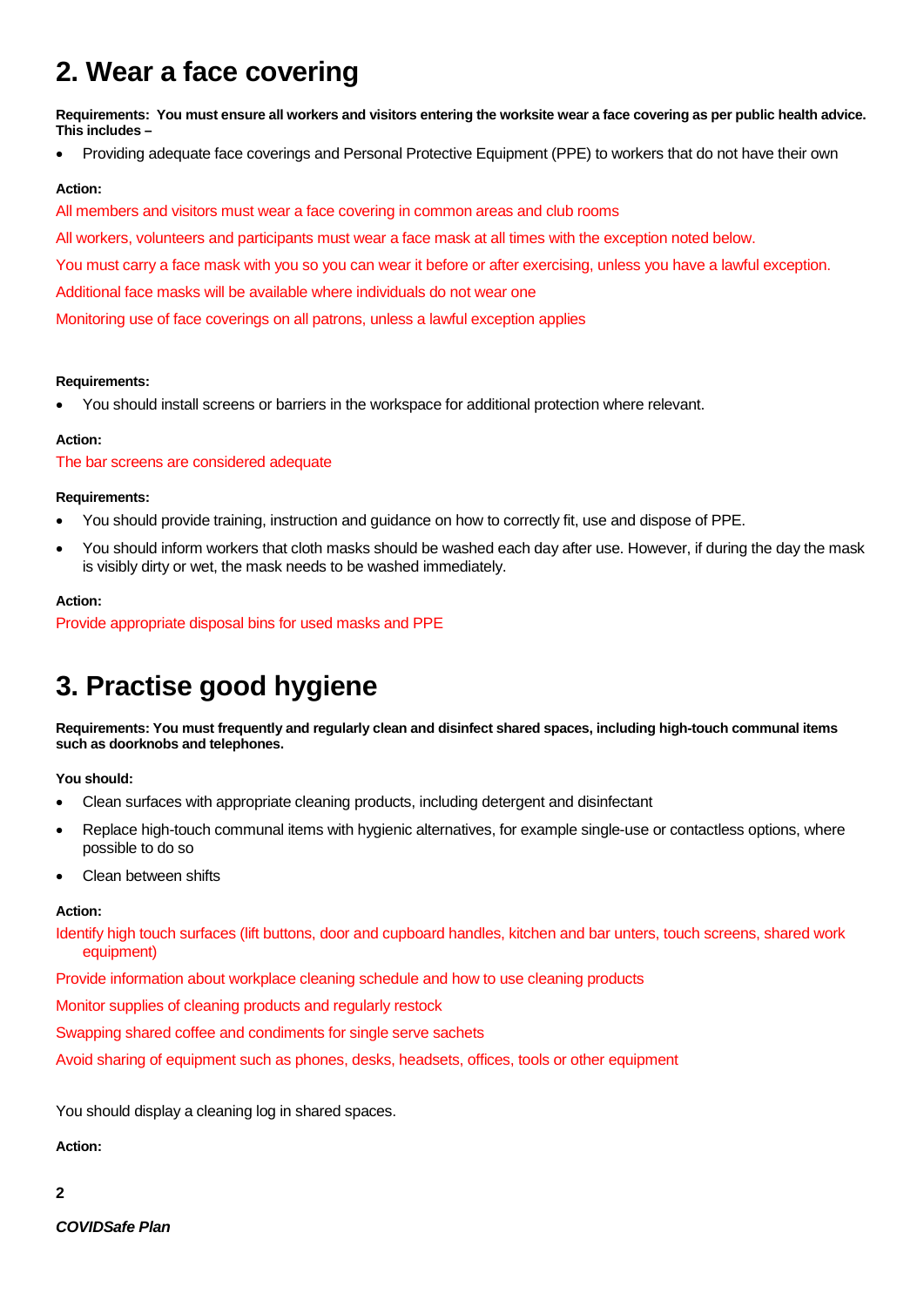## 2. Wear a face covering

**Requirements: You must ensure all workers and visitors entering the worksite wear a face covering as per public health advice. This includes –**

- Providing adequate face coverings and Personal Protective Equipment (PPE) to workers that do not have their own

**Action:**

All members and visitors must wear a face covering in common areas and club rooms

All workers, volunteers and participants must wear a face mask at all times with the exception noted below.

You must carry a face mask with you so you can wear it before or after exercising, unless you have a lawful exception.

Additional face masks will be available where individuals do not wear one

Monitoring use of face coverings on all patrons, unless a lawful exception applies

**Requirements:**

- You should install screens or barriers in the workspace for additional protection where relevant.

**Action:**

The bar screens are considered adequate

**Requirements:**

- You should provide training, instruction and guidance on how to correctly fit, use and dispose of PPE.
- You should inform workers that cloth masks should be washed each day after use. However, if during the day the mask is visibly dirty or wet, the mask needs to be washed immediately.

**Action:**

Provide appropriate disposal bins for used masks and PPE

## 3. Practise good hygiene

**Requirements: You must frequently and regularly clean and disinfect shared spaces, including high-touch communal items such as doorknobs and telephones.**

**You should:**

- Clean surfaces with appropriate cleaning products, including detergent and disinfectant
- Replace high-touch communal items with hygienic alternatives, for example single-use or contactless options, where possible to do so
- Clean between shifts

**Action:**

Identify high touch surfaces (lift buttons, door and cupboard handles, kitchen and bar unters, touch screens, shared work equipment)

Provide information about workplace cleaning schedule and how to use cleaning products

Monitor supplies of cleaning products and regularly restock

Swapping shared coffee and condiments for single serve sachets

Avoid sharing of equipment such as phones, desks, headsets, offices, tools or other equipment

You should display a cleaning log in shared spaces.

**Action:**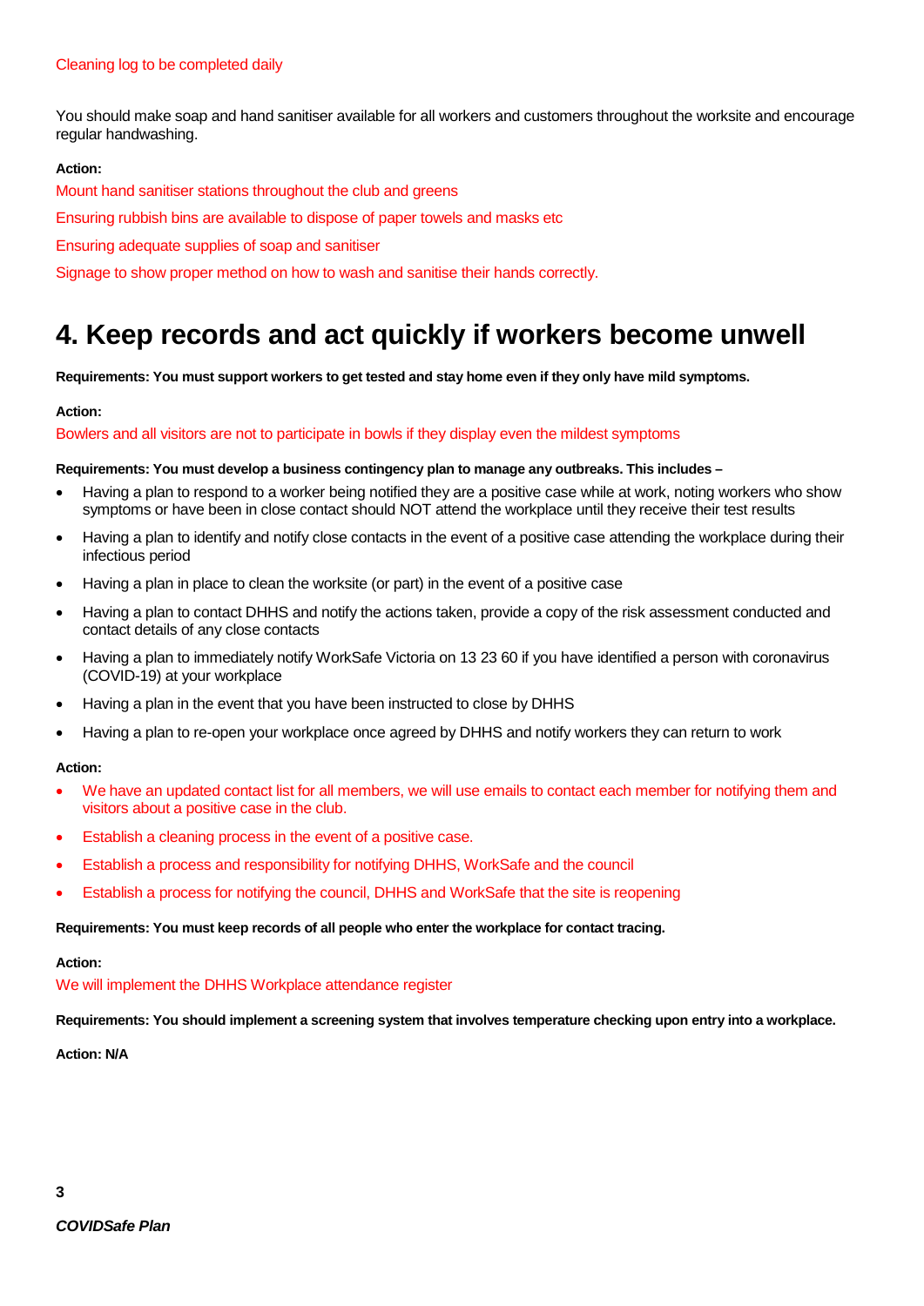Cleaning log to be completed daily

You should make soap and hand sanitiser available for all workers and customers throughout the worksite and encourage regular handwashing.

**Action:**

Mount hand sanitiser stations throughout the club and greens

Ensuring rubbish bins are available to dispose of paper towels and masks etc

Ensuring adequate supplies of soap and sanitiser

Signage to show proper method on how to wash and sanitise their hands correctly.

# 4. Keep records and act quickly if workers become unwell

**Requirements: You must support workers to get tested and stay home even if they only have mild symptoms.**

**Action:**

Bowlers and all visitors are not to participate in bowls if they display even the mildest symptoms

**Requirements: You must develop a business contingency plan to manage any outbreaks. This includes –**

- Having a plan to respond to a worker being notified they are a positive case while at work, noting workers who show symptoms or have been in close contact should NOT attend the workplace until they receive their test results
- Having a plan to identify and notify close contacts in the event of a positive case attending the workplace during their infectious period
- Having a plan in place to clean the worksite (or part) in the event of a positive case
- Having a plan to contact DHHS and notify the actions taken, provide a copy of the risk assessment conducted and contact details of any close contacts
- Having a plan to immediately notify WorkSafe Victoria on 13 23 60 if you have identified a person with coronavirus (COVID-19) at your workplace
- Having a plan in the event that you have been instructed to close by DHHS
- Having a plan to re-open your workplace once agreed by DHHS and notify workers they can return to work

**Action:**

- We have an updated contact list for all members, we will use emails to contact each member for notifying them and visitors about a positive case in the club.
- Establish a cleaning process in the event of a positive case.
- Establish a process and responsibility for notifying DHHS, WorkSafe and the council
- Establish a process for notifying the council, DHHS and WorkSafe that the site is reopening

**Requirements: You must keep records of all people who enter the workplace for contact tracing.**

**Action:**

We will implement the DHHS Workplace attendance register

**Requirements: You should implement a screening system that involves temperature checking upon entry into a workplace.**

**Action: N/A**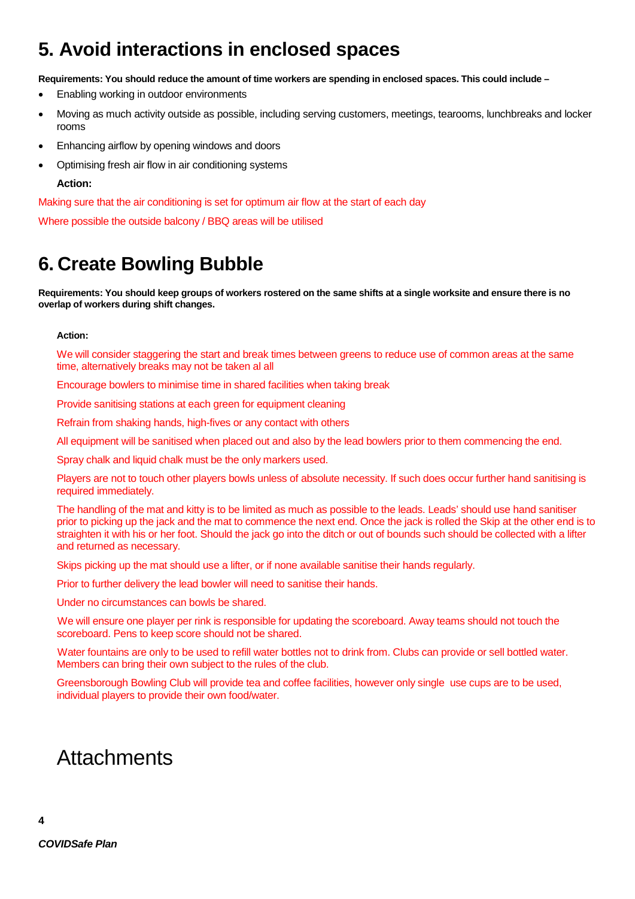# 5. Avoid interactions in enclosed spaces

**Requirements: You should reduce the amount of time workers are spending in enclosed spaces. This could include –**

- Enabling working in outdoor environments
- Moving as much activity outside as possible, including serving customers, meetings, tearooms, lunchbreaks and locker rooms
- Enhancing airflow by opening windows and doors
- Optimising fresh air flow in air conditioning systems

**Action:**

Making sure that the air conditioning is set for optimum air flow at the start of each day

Where possible the outside balcony / BBQ areas will be utilised

# 6. Create Bowling Bubble

**Requirements: You should keep groups of workers rostered on the same shifts at a single worksite and ensure there is no overlap of workers during shift changes.**

**Action:**

We will consider staggering the start and break times between greens to reduce use of common areas at the same time, alternatively breaks may not be taken al all

Encourage bowlers to minimise time in shared facilities when taking break

Provide sanitising stations at each green for equipment cleaning

Refrain from shaking hands, high-fives or any contact with others

All equipment will be sanitised when placed out and also by the lead bowlers prior to them commencing the end.

Spray chalk and liquid chalk must be the only markers used.

Players are not to touch other players bowls unless of absolute necessity. If such does occur further hand sanitising is required immediately.

The handling of the mat and kitty is to be limited as much as possible to the leads. Leads' should use hand sanitiser prior to picking up the jack and the mat to commence the next end. Once the jack is rolled the Skip at the other end is to straighten it with his or her foot. Should the jack go into the ditch or out of bounds such should be collected with a lifter and returned as necessary.

Skips picking up the mat should use a lifter, or if none available sanitise their hands regularly.

Prior to further delivery the lead bowler will need to sanitise their hands.

Under no circumstances can bowls be shared.

We will ensure one player per rink is responsible for updating the scoreboard. Away teams should not touch the scoreboard. Pens to keep score should not be shared.

Water fountains are only to be used to refill water bottles not to drink from. Clubs can provide or sell bottled water. Members can bring their own subject to the rules of the club.

Greensborough Bowling Club will provide tea and coffee facilities, however only single use cups are to be used, individual players to provide their own food/water.

# Attachments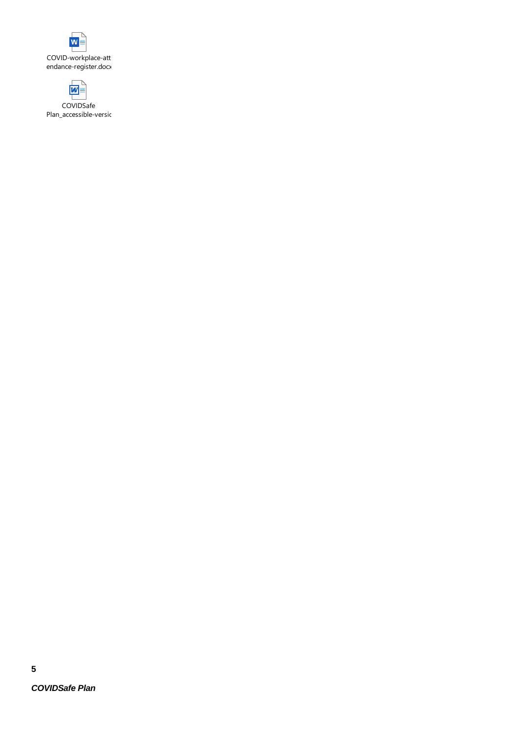COVID-workplace-attendance-register.docx

COVIDSafe Plan_accessible-versic